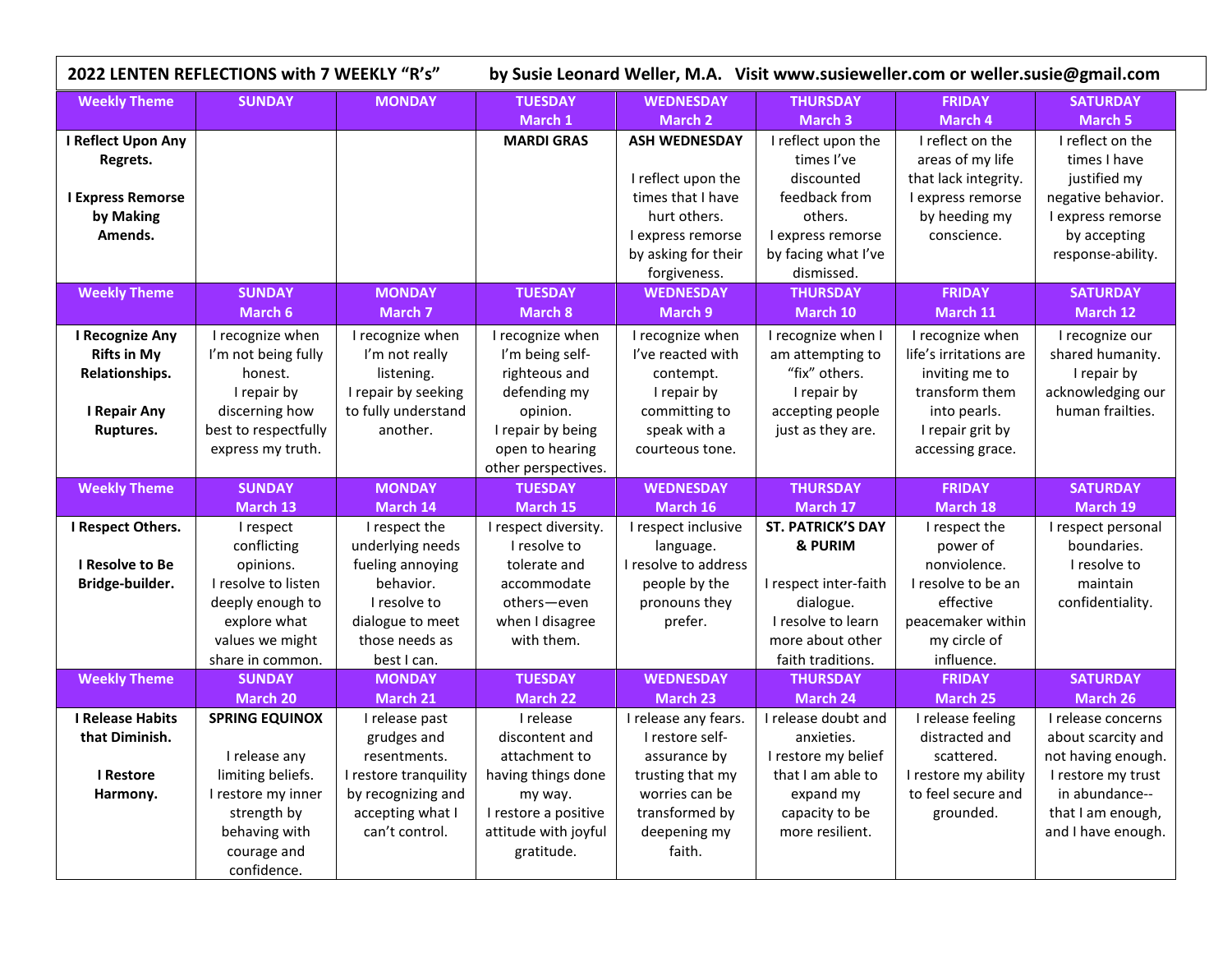# 2022 LENTEN REFLECTIONS with 7 WEEKLY "R's" by Susie Leonard Weller, M.A. Visit www.susieweller.com or weller.susie@gmail.com

| Weekly Theme | SUNDAY | MONDAY | TUESDAY March 1 | WEDNESDAY March 2 | THURSDAY March 3 | FRIDAY March 4 | SATURDAY March 5 |
|---|---|---|---|---|---|---|---|
| **I Reflect Upon Any Regrets.** **I Express Remorse by Making Amends.** | | | **MARDI GRAS** | **ASH WEDNESDAY** I reflect upon the times that I have hurt others. I express remorse by asking for their forgiveness. | I reflect upon the times I've discounted feedback from others. I express remorse by facing what I've dismissed. | I reflect on the areas of my life that lack integrity. I express remorse by heeding my conscience. | I reflect on the times I have justified my negative behavior. I express remorse by accepting response-ability. |
| **Weekly Theme** | **SUNDAY March 6** | **MONDAY March 7** | **TUESDAY March 8** | **WEDNESDAY March 9** | **THURSDAY March 10** | **FRIDAY March 11** | **SATURDAY March 12** |
| **I Recognize Any Rifts in My Relationships.** **I Repair Any Ruptures.** | I recognize when I'm not being fully honest. I repair by discerning how best to respectfully express my truth. | I recognize when I'm not really listening. I repair by seeking to fully understand another. | I recognize when I'm being self-righteous and defending my opinion. I repair by being open to hearing other perspectives. | I recognize when I've reacted with contempt. I repair by committing to speak with a courteous tone. | I recognize when I am attempting to "fix" others. I repair by accepting people just as they are. | I recognize when life's irritations are inviting me to transform them into pearls. I repair grit by accessing grace. | I recognize our shared humanity. I repair by acknowledging our human frailties. |
| **Weekly Theme** | **SUNDAY March 13** | **MONDAY March 14** | **TUESDAY March 15** | **WEDNESDAY March 16** | **THURSDAY March 17** | **FRIDAY March 18** | **SATURDAY March 19** |
| **I Respect Others.** **I Resolve to Be Bridge-builder.** | I respect conflicting opinions. I resolve to listen deeply enough to explore what values we might share in common. | I respect the underlying needs fueling annoying behavior. I resolve to dialogue to meet those needs as best I can. | I respect diversity. I resolve to tolerate and accommodate others—even when I disagree with them. | I respect inclusive language. I resolve to address people by the pronouns they prefer. | **ST. PATRICK'S DAY & PURIM** I respect inter-faith dialogue. I resolve to learn more about other faith traditions. | I respect the power of nonviolence. I resolve to be an effective peacemaker within my circle of influence. | I respect personal boundaries. I resolve to maintain confidentiality. |
| **Weekly Theme** | **SUNDAY March 20** | **MONDAY March 21** | **TUESDAY March 22** | **WEDNESDAY March 23** | **THURSDAY March 24** | **FRIDAY March 25** | **SATURDAY March 26** |
| **I Release Habits that Diminish.** **I Restore Harmony.** | **SPRING EQUINOX** I release any limiting beliefs. I restore my inner strength by behaving with courage and confidence. | I release past grudges and resentments. I restore tranquility by recognizing and accepting what I can't control. | I release discontent and attachment to having things done my way. I restore a positive attitude with joyful gratitude. | I release any fears. I restore self-assurance by trusting that my worries can be transformed by deepening my faith. | I release doubt and anxieties. I restore my belief that I am able to expand my capacity to be more resilient. | I release feeling distracted and scattered. I restore my ability to feel secure and grounded. | I release concerns about scarcity and not having enough. I restore my trust in abundance-- that I am enough, and I have enough. |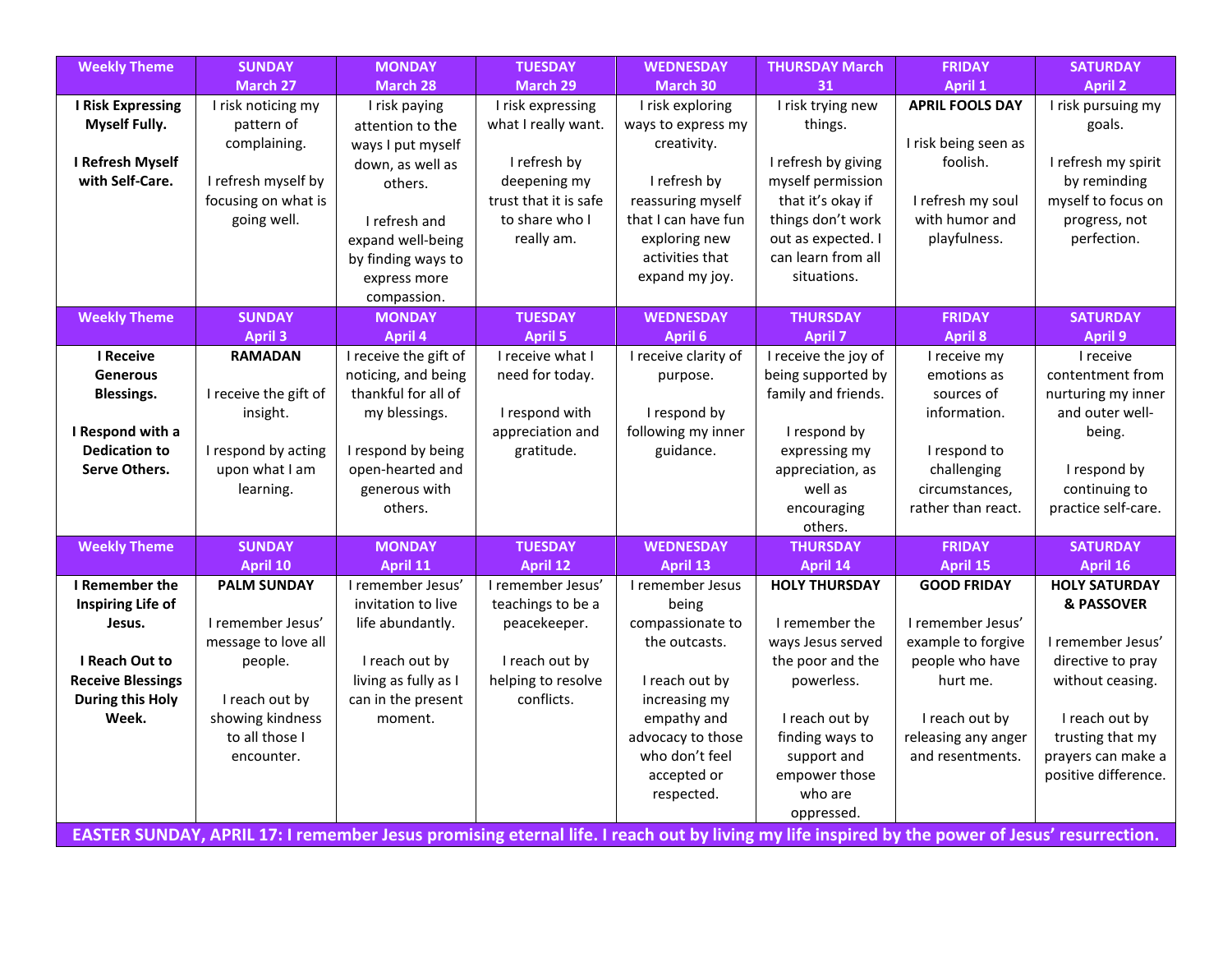| Weekly Theme | SUNDAY March 27 | MONDAY March 28 | TUESDAY March 29 | WEDNESDAY March 30 | THURSDAY March 31 | FRIDAY April 1 | SATURDAY April 2 |
|---|---|---|---|---|---|---|---|
| **I Risk Expressing Myself Fully.** **I Refresh Myself with Self-Care.** | I risk noticing my pattern of complaining. I refresh myself by focusing on what is going well. | I risk paying attention to the ways I put myself down, as well as others. I refresh and expand well-being by finding ways to express more compassion. | I risk expressing what I really want. I refresh by deepening my trust that it is safe to share who I really am. | I risk exploring ways to express my creativity. I refresh by reassuring myself that I can have fun exploring new activities that expand my joy. | I risk trying new things. I refresh by giving myself permission that it's okay if things don't work out as expected. I can learn from all situations. | **APRIL FOOLS DAY** I risk being seen as foolish. I refresh my soul with humor and playfulness. | I risk pursuing my goals. I refresh my spirit by reminding myself to focus on progress, not perfection. |
| **Weekly Theme** | **SUNDAY April 3** | **MONDAY April 4** | **TUESDAY April 5** | **WEDNESDAY April 6** | **THURSDAY April 7** | **FRIDAY April 8** | **SATURDAY April 9** |
| **I Receive Generous Blessings.** **I Respond with a Dedication to Serve Others.** | **RAMADAN** I receive the gift of insight. I respond by acting upon what I am learning. | I receive the gift of noticing, and being thankful for all of my blessings. I respond by being open-hearted and generous with others. | I receive what I need for today. I respond with appreciation and gratitude. | I receive clarity of purpose. I respond by following my inner guidance. | I receive the joy of being supported by family and friends. I respond by expressing my appreciation, as well as encouraging others. | I receive my emotions as sources of information. I respond to challenging circumstances, rather than react. | I receive contentment from nurturing my inner and outer well-being. I respond by continuing to practice self-care. |
| **Weekly Theme** | **SUNDAY April 10** | **MONDAY April 11** | **TUESDAY April 12** | **WEDNESDAY April 13** | **THURSDAY April 14** | **FRIDAY April 15** | **SATURDAY April 16** |
| **I Remember the Inspiring Life of Jesus.** **I Reach Out to Receive Blessings During this Holy Week.** | **PALM SUNDAY** I remember Jesus' message to love all people. I reach out by showing kindness to all those I encounter. | I remember Jesus' invitation to live life abundantly. I reach out by living as fully as I can in the present moment. | I remember Jesus' teachings to be a peacekeeper. I reach out by helping to resolve conflicts. | I remember Jesus being compassionate to the outcasts. I reach out by increasing my empathy and advocacy to those who don't feel accepted or respected. | **HOLY THURSDAY** I remember the ways Jesus served the poor and the powerless. I reach out by finding ways to support and empower those who are oppressed. | **GOOD FRIDAY** I remember Jesus' example to forgive people who have hurt me. I reach out by releasing any anger and resentments. | **HOLY SATURDAY & PASSOVER** I remember Jesus' directive to pray without ceasing. I reach out by trusting that my prayers can make a positive difference. |

**EASTER SUNDAY, APRIL 17: I remember Jesus promising eternal life. I reach out by living my life inspired by the power of Jesus' resurrection.**